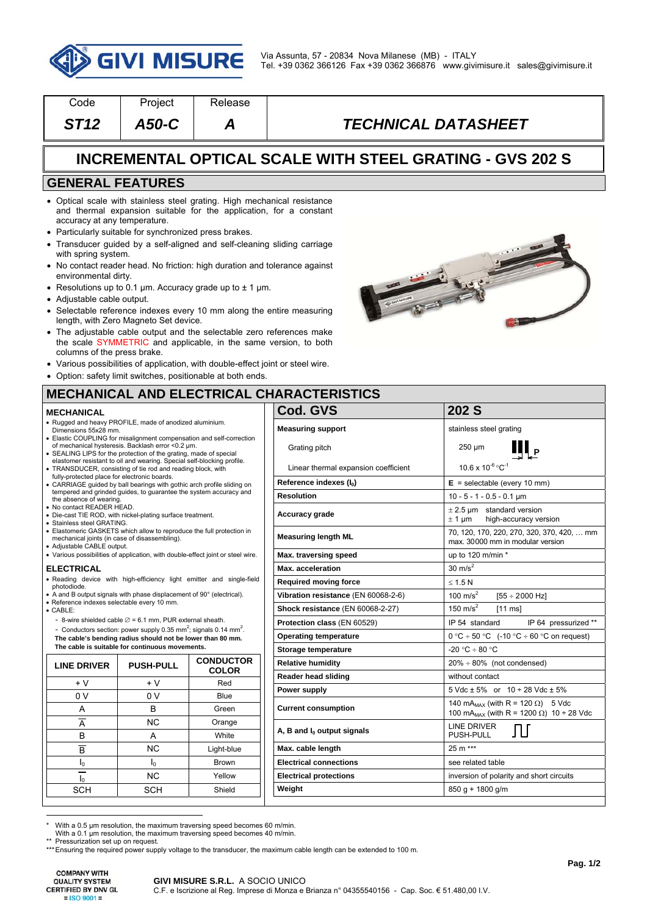Via Assunta, 57 - 20834 Nova Milanese (MB) - ITALY
Tel. +39 0362 366126 Fax +39 0362 366876 www.givimisure.it sales@givimisure.it

| Code | Project | Release | |
|---|---|---|---|
| *ST12* | *A50-C* | *A* | *TECHNICAL DATASHEET* |

# INCREMENTAL OPTICAL SCALE WITH STEEL GRATING - GVS 202 S

## GENERAL FEATURES

- Optical scale with stainless steel grating. High mechanical resistance and thermal expansion suitable for the application, for a constant accuracy at any temperature.
- Particularly suitable for synchronized press brakes.
- Transducer guided by a self-aligned and self-cleaning sliding carriage with spring system.
- No contact reader head. No friction: high duration and tolerance against environmental dirty.
- Resolutions up to 0.1 µm. Accuracy grade up to ± 1 µm.
- Adjustable cable output.
- Selectable reference indexes every 10 mm along the entire measuring length, with Zero Magneto Set device.
- The adjustable cable output and the selectable zero references make the scale SYMMETRIC and applicable, in the same version, to both columns of the press brake.
- Various possibilities of application, with double-effect joint or steel wire.
- Option: safety limit switches, positionable at both ends.

## MECHANICAL AND ELECTRICAL CHARACTERISTICS

### MECHANICAL

- Rugged and heavy PROFILE, made of anodized aluminium. Dimensions 55x28 mm.
- Elastic COUPLING for misalignment compensation and self-correction of mechanical hysteresis. Backlash error <0.2 µm.
- SEALING LIPS for the protection of the grating, made of special elastomer resistant to oil and wearing. Special self-blocking profile.
- TRANSDUCER, consisting of tie rod and reading block, with fully-protected place for electronic boards.
- CARRIAGE guided by ball bearings with gothic arch profile sliding on tempered and grinded guides, to guarantee the system accuracy and the absence of wearing.
- No contact READER HEAD.
- Die-cast TIE ROD, with nickel-plating surface treatment.
- Stainless steel GRATING.
- Elastomeric GASKETS which allow to reproduce the full protection in mechanical joints (in case of disassembling).
- Adjustable CABLE output.
- Various possibilities of application, with double-effect joint or steel wire.

### ELECTRICAL

- Reading device with high-efficiency light emitter and single-field photodiode.
- A and B output signals with phase displacement of 90° (electrical).
- Reference indexes selectable every 10 mm.
- CABLE:
  - 8-wire shielded cable ∅ = 6.1 mm, PUR external sheath.
  - Conductors section: power supply 0.35 mm²; signals 0.14 mm².

**The cable's bending radius should not be lower than 80 mm.**
**The cable is suitable for continuous movements.**

| LINE DRIVER | PUSH-PULL | CONDUCTOR COLOR |
|---|---|---|
| + V | + V | Red |
| 0 V | 0 V | Blue |
| A | B | Green |
| $\overline{A}$ | NC | Orange |
| B | A | White |
| $\overline{B}$ | NC | Light-blue |
| $I_0$ | $I_0$ | Brown |
| $\overline{I_0}$ | NC | Yellow |
| SCH | SCH | Shield |

| Cod. GVS | 202 S |
|---|---|
| **Measuring support** | stainless steel grating |
| Grating pitch | 250 µm |
| Linear thermal expansion coefficient | $10.6 \times 10^{-6}$ °C$^{-1}$ |
| **Reference indexes ($I_0$)** | **E** = selectable (every 10 mm) |
| **Resolution** | 10 - 5 - 1 - 0.5 - 0.1 µm |
| **Accuracy grade** | ± 2.5 µm standard version<br>± 1 µm high-accuracy version |
| **Measuring length ML** | 70, 120, 170, 220, 270, 320, 370, 420, … mm<br>max. 30000 mm in modular version |
| **Max. traversing speed** | up to 120 m/min * |
| **Max. acceleration** | 30 m/s² |
| **Required moving force** | ≤ 1.5 N |
| **Vibration resistance** (EN 60068-2-6) | 100 m/s² [55 ÷ 2000 Hz] |
| **Shock resistance** (EN 60068-2-27) | 150 m/s² [11 ms] |
| **Protection class** (EN 60529) | IP 54 standard IP 64 pressurized ** |
| **Operating temperature** | 0 °C ÷ 50 °C (-10 °C ÷ 60 °C on request) |
| **Storage temperature** | -20 °C ÷ 80 °C |
| **Relative humidity** | 20% ÷ 80% (not condensed) |
| **Reader head sliding** | without contact |
| **Power supply** | 5 Vdc ± 5% or 10 ÷ 28 Vdc ± 5% |
| **Current consumption** | 140 $mA_{MAX}$ (with R = 120 Ω) 5 Vdc<br>100 $mA_{MAX}$ (with R = 1200 Ω) 10 ÷ 28 Vdc |
| **A, B and $I_0$ output signals** | LINE DRIVER<br>PUSH-PULL |
| **Max. cable length** | 25 m *** |
| **Electrical connections** | see related table |
| **Electrical protections** | inversion of polarity and short circuits |
| **Weight** | 850 g + 1800 g/m |

\* With a 0.5 µm resolution, the maximum traversing speed becomes 60 m/min.
With a 0.1 µm resolution, the maximum traversing speed becomes 40 m/min.
** Pressurization set up on request.
*** Ensuring the required power supply voltage to the transducer, the maximum cable length can be extended to 100 m.

COMPANY WITH QUALITY SYSTEM CERTIFIED BY DNV GL = ISO 9001 =

**GIVI MISURE S.R.L.** A SOCIO UNICO
C.F. e Iscrizione al Reg. Imprese di Monza e Brianza n° 04355540156 - Cap. Soc. € 51.480,00 I.V.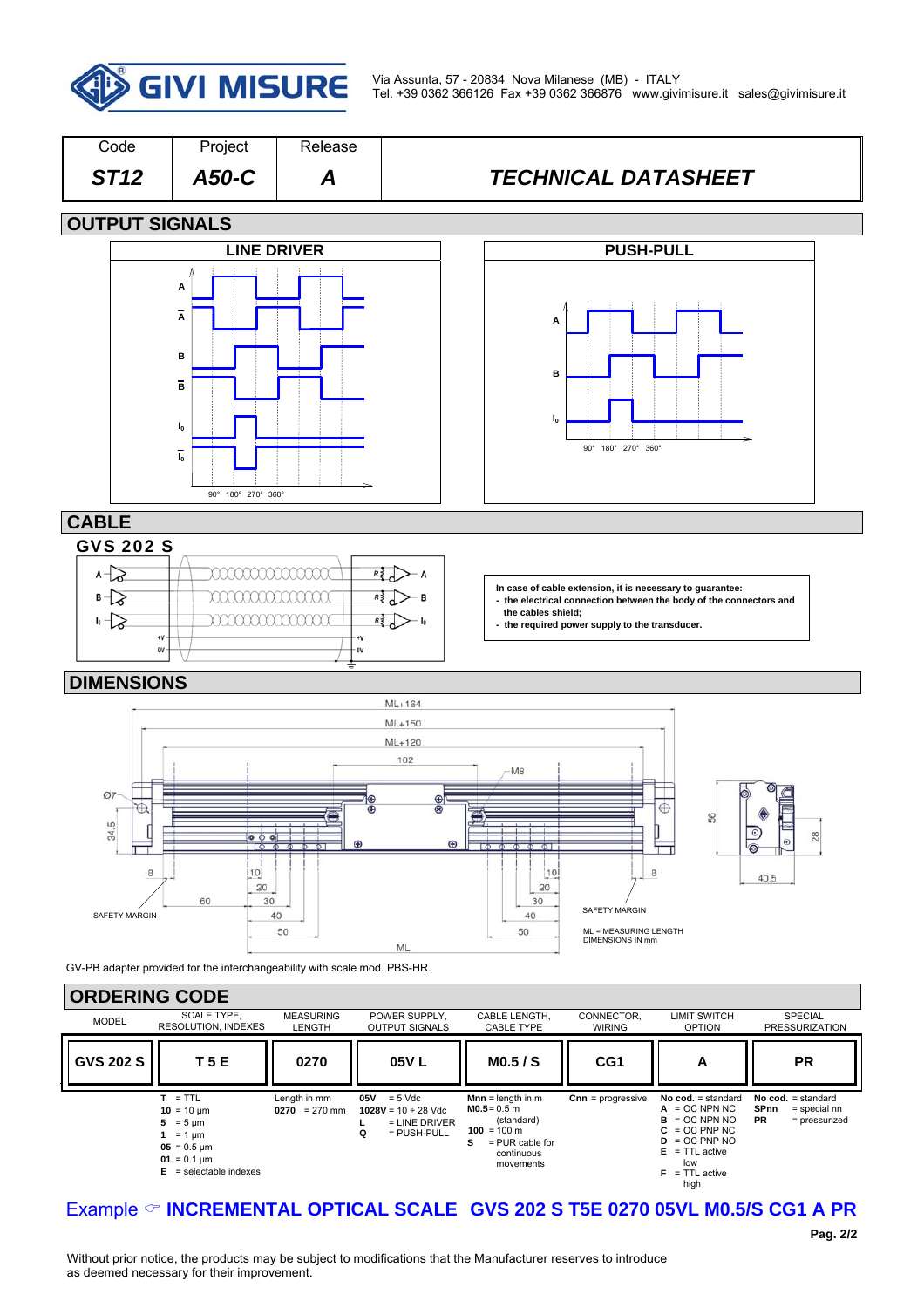Via Assunta, 57 - 20834 Nova Milanese (MB) - ITALY
Tel. +39 0362 366126 Fax +39 0362 366876 www.givimisure.it sales@givimisure.it

| Code | Project | Release | |
|---|---|---|---|
| ***ST12*** | ***A50-C*** | ***A*** | ***TECHNICAL DATASHEET*** |

## OUTPUT SIGNALS

**LINE DRIVER**

A
$\overline{A}$
B
$\overline{B}$
$I_0$
$\overline{I_0}$
90° 180° 270° 360°

**PUSH-PULL**

A
B
$I_0$
90° 180° 270° 360°

## CABLE

**GVS 202 S**

A
B
$I_0$
+V
0V

In case of cable extension, it is necessary to guarantee:
- the electrical connection between the body of the connectors and the cables shield;
- the required power supply to the transducer.

## DIMENSIONS

ML+164
ML+150
ML+120
102
M8
Ø7
34.5
8
10
20
60
30
40
50
SAFETY MARGIN
10
20
30
40
50
8
SAFETY MARGIN
ML
ML = MEASURING LENGTH
DIMENSIONS IN mm
56
28
40.5

GV-PB adapter provided for the interchangeability with scale mod. PBS-HR.

## ORDERING CODE

| MODEL | SCALE TYPE, RESOLUTION, INDEXES | MEASURING LENGTH | POWER SUPPLY, OUTPUT SIGNALS | CABLE LENGTH, CABLE TYPE | CONNECTOR, WIRING | LIMIT SWITCH OPTION | SPECIAL, PRESSURIZATION |
|---|---|---|---|---|---|---|---|
| **GVS 202 S** | **T 5 E** | **0270** | **05V L** | **M0.5 / S** | **CG1** | **A** | **PR** |
| | **T** = TTL<br>**10** = 10 µm<br>**5** = 5 µm<br>**1** = 1 µm<br>**05** = 0.5 µm<br>**01** = 0.1 µm<br>**E** = selectable indexes | Length in mm<br>**0270** = 270 mm | **05V** = 5 Vdc<br>**1028V** = 10 ÷ 28 Vdc<br>**L** = LINE DRIVER<br>**Q** = PUSH-PULL | **Mnn** = length in m<br>**M0.5** = 0.5 m (standard)<br>**100** = 100 m<br>**S** = PUR cable for continuous movements | **Cnn** = progressive | **No cod.** = standard<br>**A** = OC NPN NC<br>**B** = OC NPN NO<br>**C** = OC PNP NC<br>**D** = OC PNP NO<br>**E** = TTL active low<br>**F** = TTL active high | **No cod.** = standard<br>**SPnn** = special nn<br>**PR** = pressurized |

Example ☞ **INCREMENTAL OPTICAL SCALE GVS 202 S T5E 0270 05VL M0.5/S CG1 A PR**

Without prior notice, the products may be subject to modifications that the Manufacturer reserves to introduce as deemed necessary for their improvement.